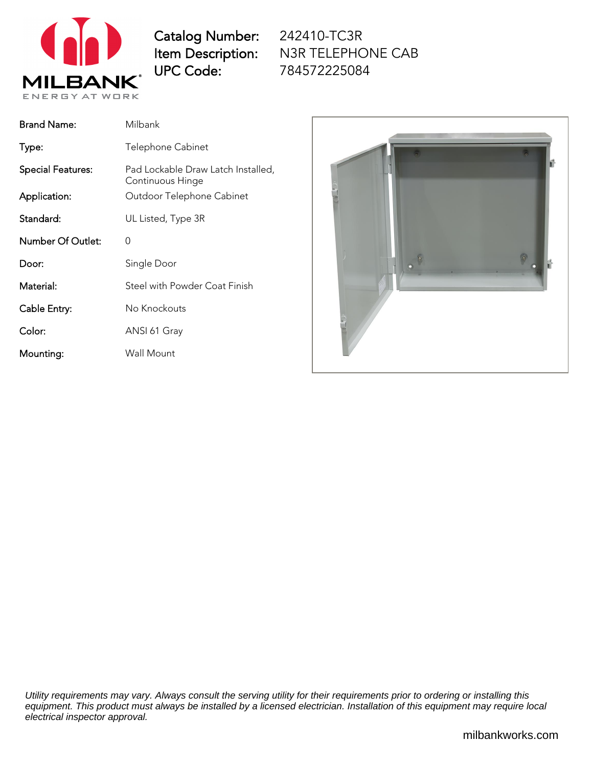MILBANK
ENERGY AT WORK

| | |
|---|---|
| Catalog Number: | 242410-TC3R |
| Item Description: | N3R TELEPHONE CAB |
| UPC Code: | 784572225084 |

| | |
|---|---|
| Brand Name: | Milbank |
| Type: | Telephone Cabinet |
| Special Features: | Pad Lockable Draw Latch Installed, Continuous Hinge |
| Application: | Outdoor Telephone Cabinet |
| Standard: | UL Listed, Type 3R |
| Number Of Outlet: | 0 |
| Door: | Single Door |
| Material: | Steel with Powder Coat Finish |
| Cable Entry: | No Knockouts |
| Color: | ANSI 61 Gray |
| Mounting: | Wall Mount |

*Utility requirements may vary. Always consult the serving utility for their requirements prior to ordering or installing this equipment. This product must always be installed by a licensed electrician. Installation of this equipment may require local electrical inspector approval.*

milbankworks.com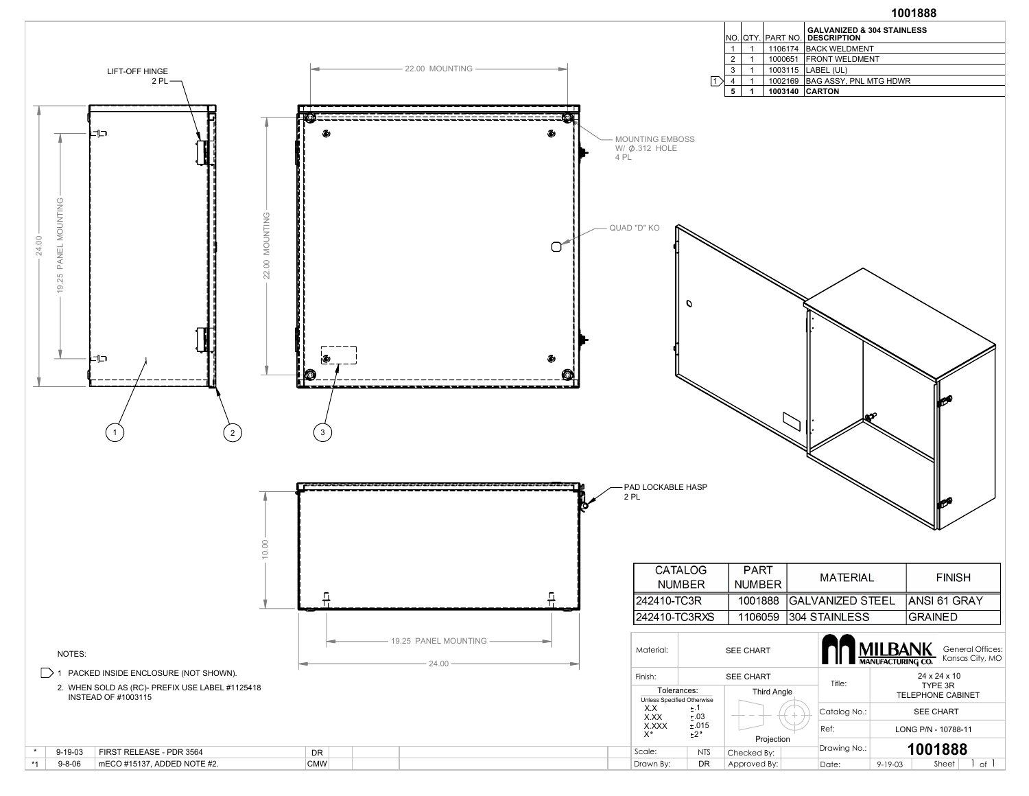1001888

| NO. | QTY. | PART NO. | GALVANIZED & 304 STAINLESS DESCRIPTION |
|---|---|---|---|
| 1 | 1 | 1106174 | BACK WELDMENT |
| 2 | 1 | 1000651 | FRONT WELDMENT |
| 3 | 1 | 1003115 | LABEL (UL) |
| 4 | 1 | 1002169 | BAG ASSY, PNL MTG HDWR |
| **5** | **1** | **1003140** | **CARTON** |

LIFT-OFF HINGE
2 PL

22.00 MOUNTING

MOUNTING EMBOSS
W/ Ø.312 HOLE
4 PL

QUAD "D" KO

24.00

19.25 PANEL MOUNTING

22.00 MOUNTING

1

2

3

PAD LOCKABLE HASP
2 PL

10.00

19.25 PANEL MOUNTING

24.00

| CATALOG NUMBER | PART NUMBER | MATERIAL | FINISH |
|---|---|---|---|
| 242410-TC3R | 1001888 | GALVANIZED STEEL | ANSI 61 GRAY |
| 242410-TC3RXS | 1106059 | 304 STAINLESS | GRAINED |

NOTES:

1. PACKED INSIDE ENCLOSURE (NOT SHOWN).
2. WHEN SOLD AS (RC)- PREFIX USE LABEL #1125418 INSTEAD OF #1003115

| | | | |
|---|---|---|---|
| * | 9-19-03 | FIRST RELEASE - PDR 3564 | DR |
| *1 | 9-8-06 | mECO #15137, ADDED NOTE #2. | CMW |

| | |
|---|---|
| Material: | SEE CHART |
| Finish: | SEE CHART |
| Tolerances: Unless Specified Otherwise | X.X ±.1, X.XX ±.03, X.XXX ±.015, X° ±2° |
| Third Angle Projection | |
| Scale: | NTS |
| Drawn By: | DR |
| Checked By: | |
| Approved By: | |

MILBANK MANUFACTURING CO.
General Offices: Kansas City, MO

| | |
|---|---|
| Title: | 24 x 24 x 10 TYPE 3R TELEPHONE CABINET |
| Catalog No.: | SEE CHART |
| Ref: | LONG P/N - 10788-11 |
| Drawing No.: | 1001888 |
| Date: | 9-19-03 |
| Sheet | 1 of 1 |